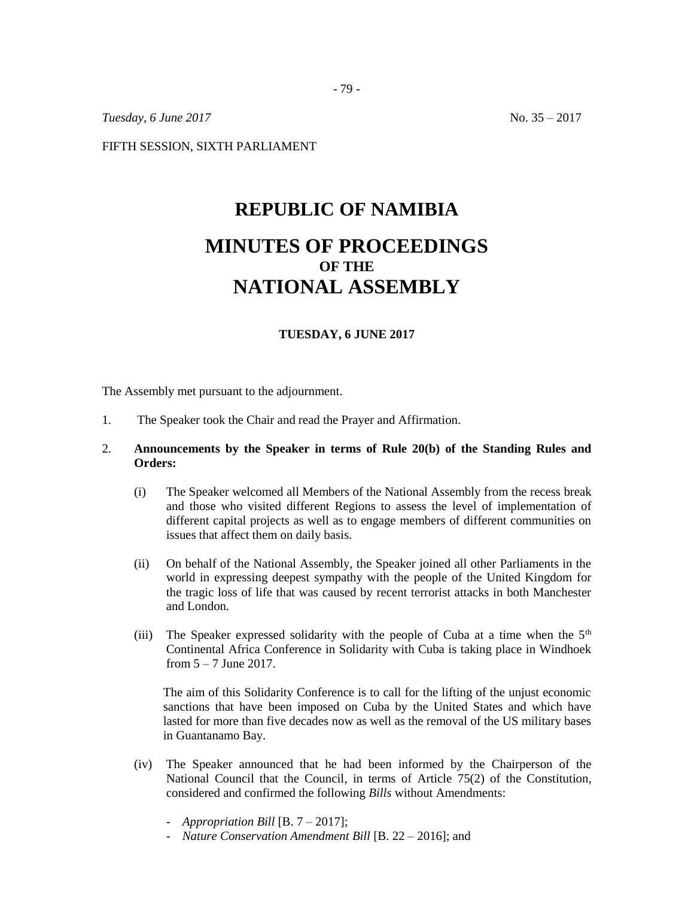*Tuesday, 6 June 2017* No. 35 – 2017

FIFTH SESSION, SIXTH PARLIAMENT

# REPUBLIC OF NAMIBIA

# MINUTES OF PROCEEDINGS
## OF THE
# NATIONAL ASSEMBLY

**TUESDAY, 6 JUNE 2017**

The Assembly met pursuant to the adjournment.

1. The Speaker took the Chair and read the Prayer and Affirmation.

2. **Announcements by the Speaker in terms of Rule 20(b) of the Standing Rules and Orders:**

   (i) The Speaker welcomed all Members of the National Assembly from the recess break and those who visited different Regions to assess the level of implementation of different capital projects as well as to engage members of different communities on issues that affect them on daily basis.

   (ii) On behalf of the National Assembly, the Speaker joined all other Parliaments in the world in expressing deepest sympathy with the people of the United Kingdom for the tragic loss of life that was caused by recent terrorist attacks in both Manchester and London.

   (iii) The Speaker expressed solidarity with the people of Cuba at a time when the 5th Continental Africa Conference in Solidarity with Cuba is taking place in Windhoek from 5 – 7 June 2017.

   The aim of this Solidarity Conference is to call for the lifting of the unjust economic sanctions that have been imposed on Cuba by the United States and which have lasted for more than five decades now as well as the removal of the US military bases in Guantanamo Bay.

   (iv) The Speaker announced that he had been informed by the Chairperson of the National Council that the Council, in terms of Article 75(2) of the Constitution, considered and confirmed the following *Bills* without Amendments:

   - *Appropriation Bill* [B. 7 – 2017];
   - *Nature Conservation Amendment Bill* [B. 22 – 2016]; and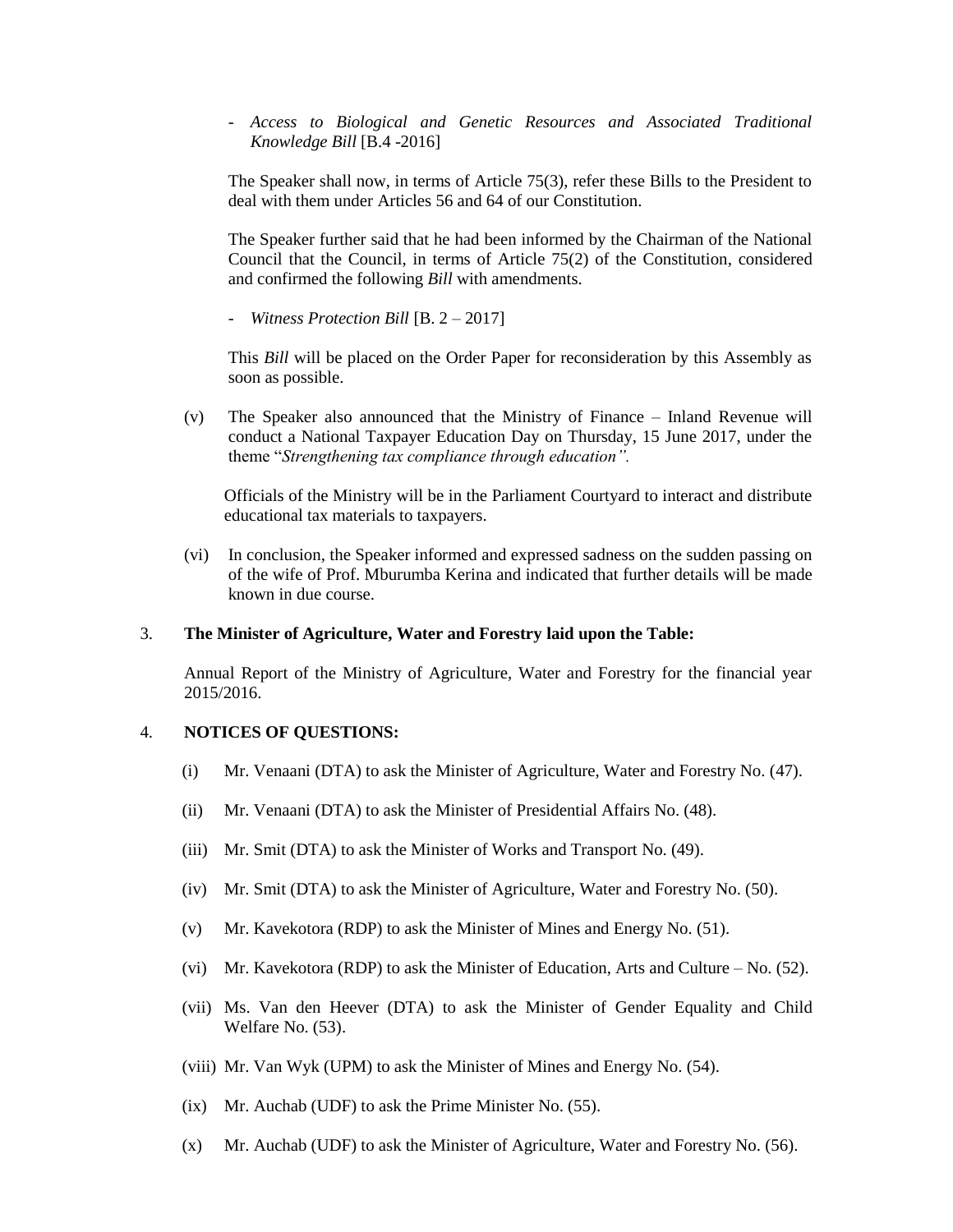- *Access to Biological and Genetic Resources and Associated Traditional Knowledge Bill* [B.4 -2016]

The Speaker shall now, in terms of Article 75(3), refer these Bills to the President to deal with them under Articles 56 and 64 of our Constitution.

The Speaker further said that he had been informed by the Chairman of the National Council that the Council, in terms of Article 75(2) of the Constitution, considered and confirmed the following *Bill* with amendments.

- *Witness Protection Bill* [B. 2 – 2017]

This *Bill* will be placed on the Order Paper for reconsideration by this Assembly as soon as possible.

(v) The Speaker also announced that the Ministry of Finance – Inland Revenue will conduct a National Taxpayer Education Day on Thursday, 15 June 2017, under the theme "*Strengthening tax compliance through education".*

Officials of the Ministry will be in the Parliament Courtyard to interact and distribute educational tax materials to taxpayers.

(vi) In conclusion, the Speaker informed and expressed sadness on the sudden passing on of the wife of Prof. Mburumba Kerina and indicated that further details will be made known in due course.

3. **The Minister of Agriculture, Water and Forestry laid upon the Table:**

Annual Report of the Ministry of Agriculture, Water and Forestry for the financial year 2015/2016.

4. **NOTICES OF QUESTIONS:**

(i) Mr. Venaani (DTA) to ask the Minister of Agriculture, Water and Forestry No. (47).

(ii) Mr. Venaani (DTA) to ask the Minister of Presidential Affairs No. (48).

(iii) Mr. Smit (DTA) to ask the Minister of Works and Transport No. (49).

(iv) Mr. Smit (DTA) to ask the Minister of Agriculture, Water and Forestry No. (50).

(v) Mr. Kavekotora (RDP) to ask the Minister of Mines and Energy No. (51).

(vi) Mr. Kavekotora (RDP) to ask the Minister of Education, Arts and Culture – No. (52).

(vii) Ms. Van den Heever (DTA) to ask the Minister of Gender Equality and Child Welfare No. (53).

(viii) Mr. Van Wyk (UPM) to ask the Minister of Mines and Energy No. (54).

(ix) Mr. Auchab (UDF) to ask the Prime Minister No. (55).

(x) Mr. Auchab (UDF) to ask the Minister of Agriculture, Water and Forestry No. (56).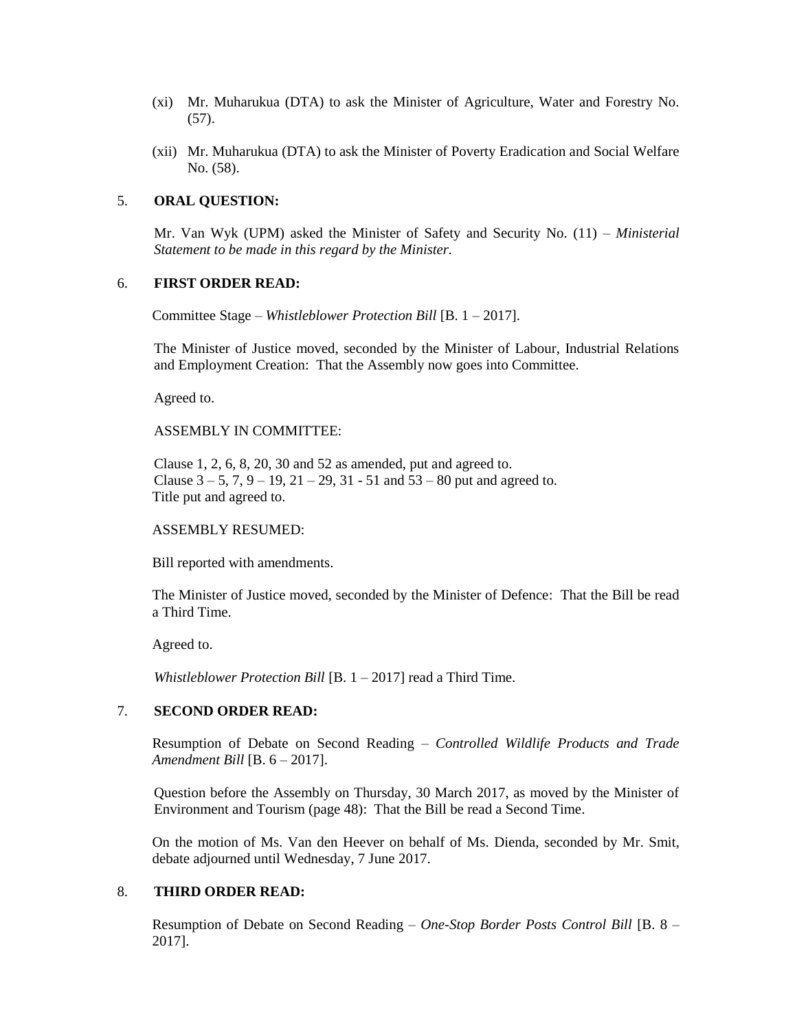(xi) Mr. Muharukua (DTA) to ask the Minister of Agriculture, Water and Forestry No. (57).

(xii) Mr. Muharukua (DTA) to ask the Minister of Poverty Eradication and Social Welfare No. (58).

5. **ORAL QUESTION:**

Mr. Van Wyk (UPM) asked the Minister of Safety and Security No. (11) – *Ministerial Statement to be made in this regard by the Minister.*

6. **FIRST ORDER READ:**

Committee Stage – *Whistleblower Protection Bill* [B. 1 – 2017].

The Minister of Justice moved, seconded by the Minister of Labour, Industrial Relations and Employment Creation: That the Assembly now goes into Committee.

Agreed to.

ASSEMBLY IN COMMITTEE:

Clause 1, 2, 6, 8, 20, 30 and 52 as amended, put and agreed to.
Clause 3 – 5, 7, 9 – 19, 21 – 29, 31 - 51 and 53 – 80 put and agreed to.
Title put and agreed to.

ASSEMBLY RESUMED:

Bill reported with amendments.

The Minister of Justice moved, seconded by the Minister of Defence: That the Bill be read a Third Time.

Agreed to.

*Whistleblower Protection Bill* [B. 1 – 2017] read a Third Time.

7. **SECOND ORDER READ:**

Resumption of Debate on Second Reading – *Controlled Wildlife Products and Trade Amendment Bill* [B. 6 – 2017].

Question before the Assembly on Thursday, 30 March 2017, as moved by the Minister of Environment and Tourism (page 48): That the Bill be read a Second Time.

On the motion of Ms. Van den Heever on behalf of Ms. Dienda, seconded by Mr. Smit, debate adjourned until Wednesday, 7 June 2017.

8. **THIRD ORDER READ:**

Resumption of Debate on Second Reading – *One-Stop Border Posts Control Bill* [B. 8 – 2017].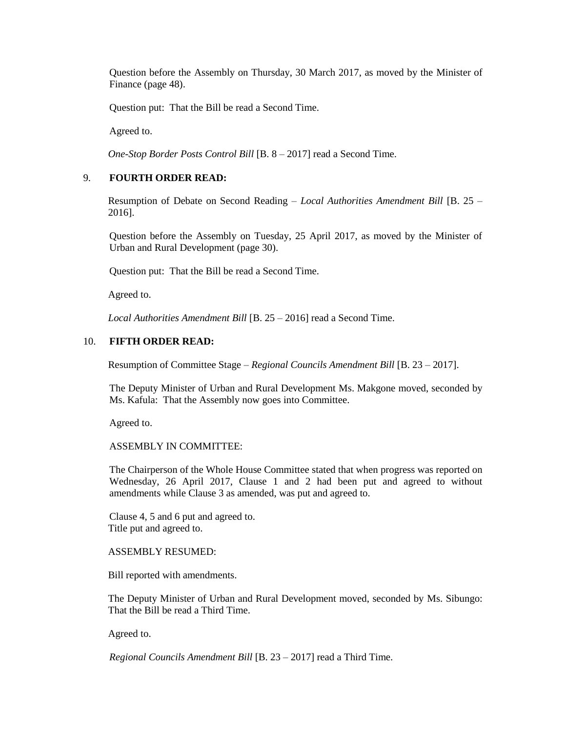Question before the Assembly on Thursday, 30 March 2017, as moved by the Minister of Finance (page 48).

Question put: That the Bill be read a Second Time.

Agreed to.

*One-Stop Border Posts Control Bill* [B. 8 – 2017] read a Second Time.

9. **FOURTH ORDER READ:**

Resumption of Debate on Second Reading – *Local Authorities Amendment Bill* [B. 25 – 2016].

Question before the Assembly on Tuesday, 25 April 2017, as moved by the Minister of Urban and Rural Development (page 30).

Question put: That the Bill be read a Second Time.

Agreed to.

*Local Authorities Amendment Bill* [B. 25 – 2016] read a Second Time.

10. **FIFTH ORDER READ:**

Resumption of Committee Stage – *Regional Councils Amendment Bill* [B. 23 – 2017].

The Deputy Minister of Urban and Rural Development Ms. Makgone moved, seconded by Ms. Kafula: That the Assembly now goes into Committee.

Agreed to.

ASSEMBLY IN COMMITTEE:

The Chairperson of the Whole House Committee stated that when progress was reported on Wednesday, 26 April 2017, Clause 1 and 2 had been put and agreed to without amendments while Clause 3 as amended, was put and agreed to.

Clause 4, 5 and 6 put and agreed to.
Title put and agreed to.

ASSEMBLY RESUMED:

Bill reported with amendments.

The Deputy Minister of Urban and Rural Development moved, seconded by Ms. Sibungo: That the Bill be read a Third Time.

Agreed to.

*Regional Councils Amendment Bill* [B. 23 – 2017] read a Third Time.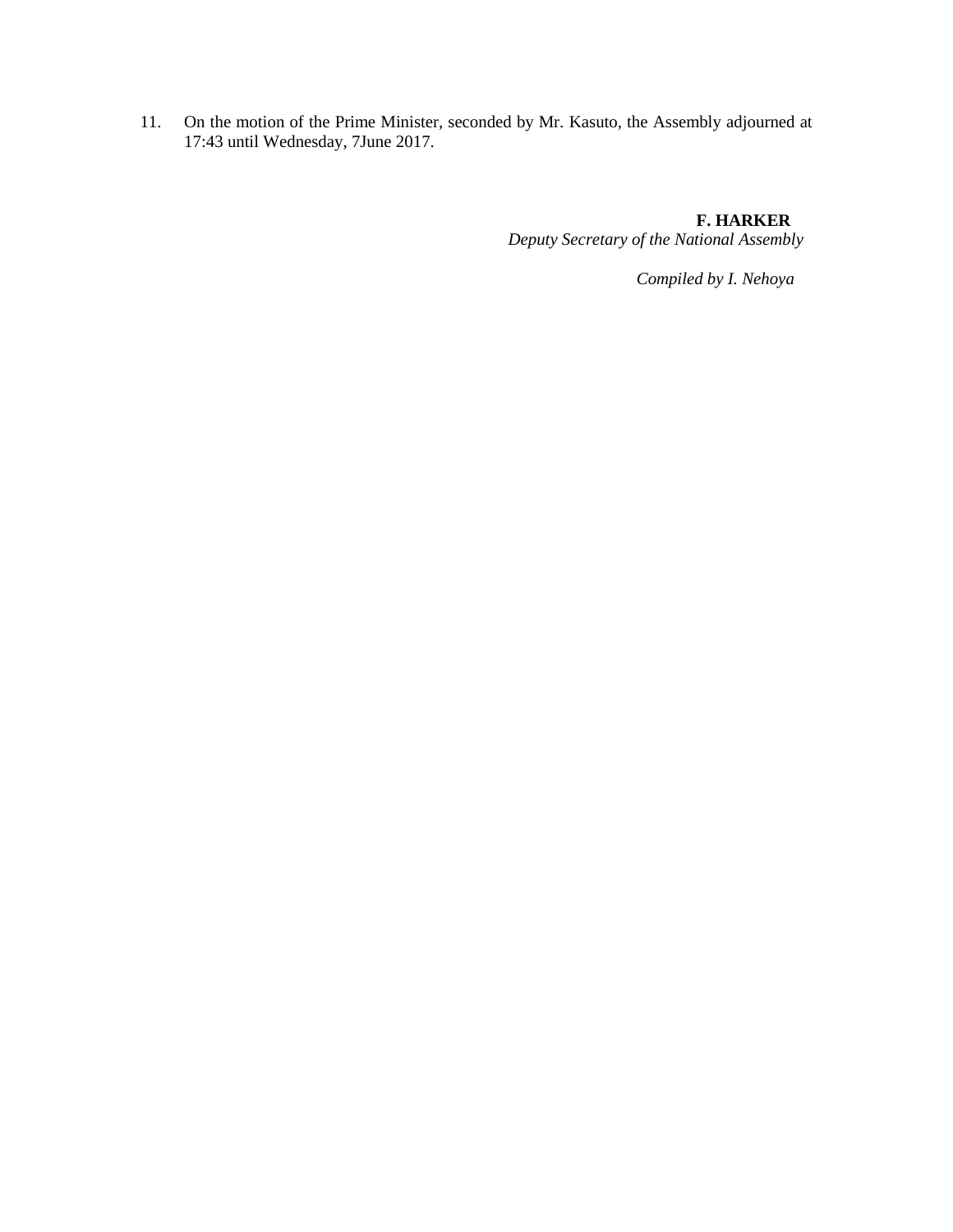11. On the motion of the Prime Minister, seconded by Mr. Kasuto, the Assembly adjourned at 17:43 until Wednesday, 7June 2017.

**F. HARKER**
*Deputy Secretary of the National Assembly*

*Compiled by I. Nehoya*